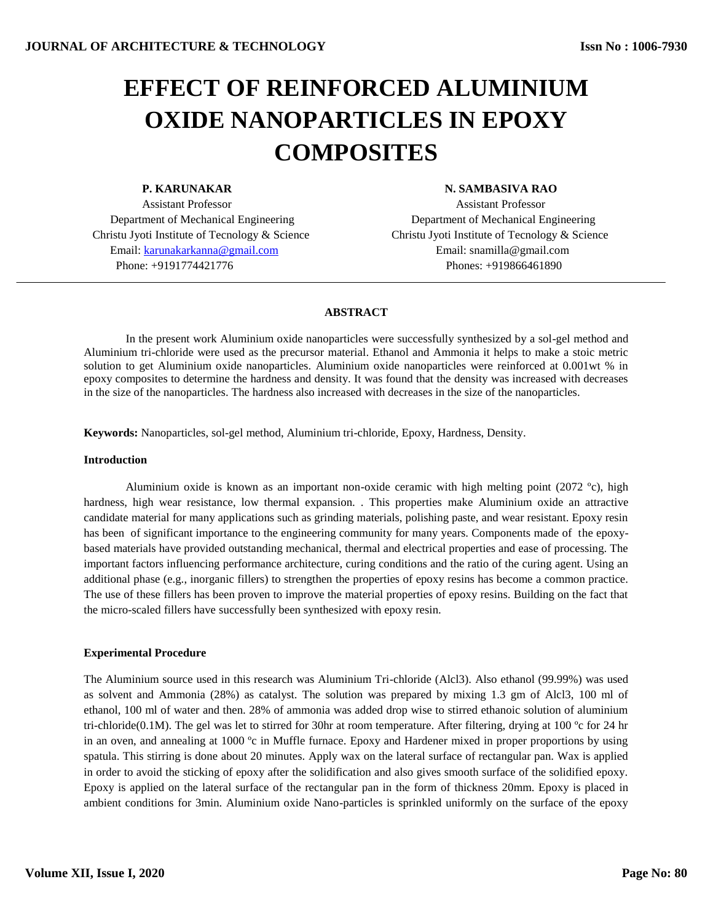# EFFECT OF REINFORCED ALUMINIUM OXIDE NANOPARTICLES IN EPOXY COMPOSITES

**P. KARUNAKAR**
Assistant Professor
Department of Mechanical Engineering
Christu Jyoti Institute of Tecnology & Science
Email: karunakarkanna@gmail.com
Phone: +9191774421776

**N. SAMBASIVA RAO**
Assistant Professor
Department of Mechanical Engineering
Christu Jyoti Institute of Tecnology & Science
Email: snamilla@gmail.com
Phones: +919866461890

---

**ABSTRACT**

In the present work Aluminium oxide nanoparticles were successfully synthesized by a sol-gel method and Aluminium tri-chloride were used as the precursor material. Ethanol and Ammonia it helps to make a stoic metric solution to get Aluminium oxide nanoparticles. Aluminium oxide nanoparticles were reinforced at 0.001wt % in epoxy composites to determine the hardness and density. It was found that the density was increased with decreases in the size of the nanoparticles. The hardness also increased with decreases in the size of the nanoparticles.

**Keywords:** Nanoparticles, sol-gel method, Aluminium tri-chloride, Epoxy, Hardness, Density.

**Introduction**

Aluminium oxide is known as an important non-oxide ceramic with high melting point (2072 ºc), high hardness, high wear resistance, low thermal expansion. . This properties make Aluminium oxide an attractive candidate material for many applications such as grinding materials, polishing paste, and wear resistant. Epoxy resin has been of significant importance to the engineering community for many years. Components made of the epoxy-based materials have provided outstanding mechanical, thermal and electrical properties and ease of processing. The important factors influencing performance architecture, curing conditions and the ratio of the curing agent. Using an additional phase (e.g., inorganic fillers) to strengthen the properties of epoxy resins has become a common practice. The use of these fillers has been proven to improve the material properties of epoxy resins. Building on the fact that the micro-scaled fillers have successfully been synthesized with epoxy resin.

**Experimental Procedure**

The Aluminium source used in this research was Aluminium Tri-chloride (Alcl3). Also ethanol (99.99%) was used as solvent and Ammonia (28%) as catalyst. The solution was prepared by mixing 1.3 gm of Alcl3, 100 ml of ethanol, 100 ml of water and then. 28% of ammonia was added drop wise to stirred ethanoic solution of aluminium tri-chloride(0.1M). The gel was let to stirred for 30hr at room temperature. After filtering, drying at 100 ºc for 24 hr in an oven, and annealing at 1000 ºc in Muffle furnace. Epoxy and Hardener mixed in proper proportions by using spatula. This stirring is done about 20 minutes. Apply wax on the lateral surface of rectangular pan. Wax is applied in order to avoid the sticking of epoxy after the solidification and also gives smooth surface of the solidified epoxy. Epoxy is applied on the lateral surface of the rectangular pan in the form of thickness 20mm. Epoxy is placed in ambient conditions for 3min. Aluminium oxide Nano-particles is sprinkled uniformly on the surface of the epoxy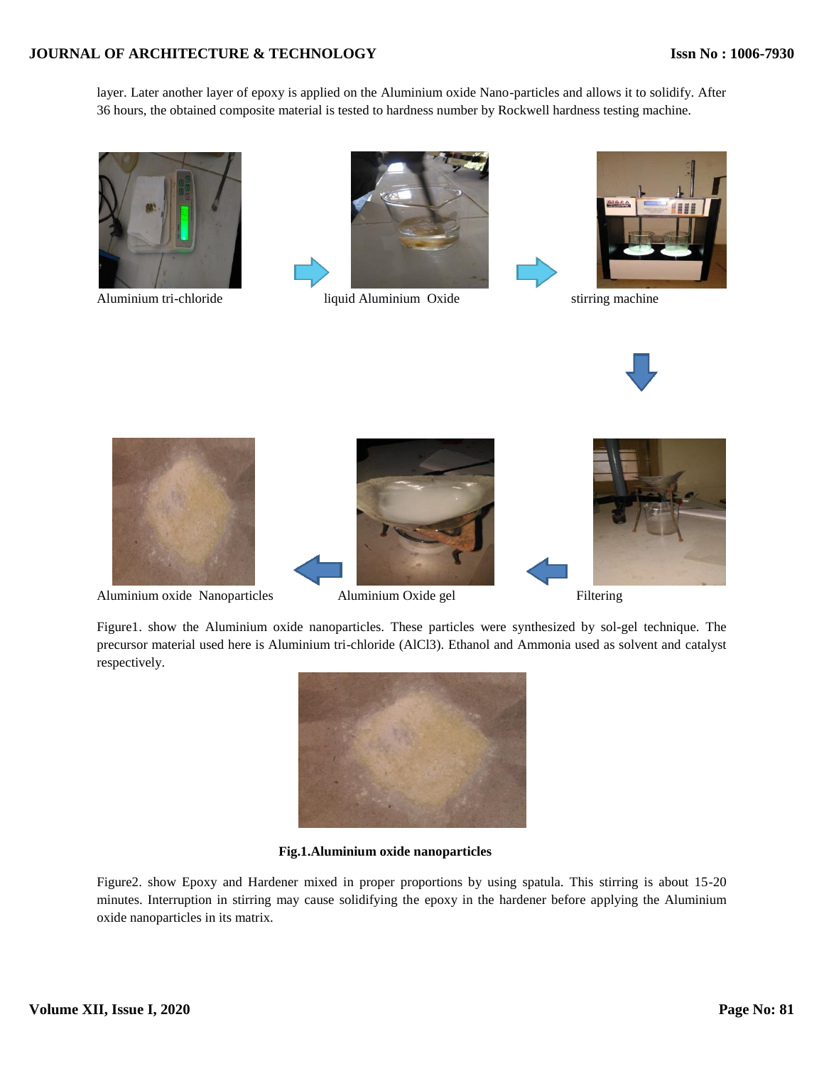layer. Later another layer of epoxy is applied on the Aluminium oxide Nano-particles and allows it to solidify. After 36 hours, the obtained composite material is tested to hardness number by Rockwell hardness testing machine.

Aluminium tri-chloride → liquid Aluminium Oxide → stirring machine → Filtering → Aluminium Oxide gel → Aluminium oxide Nanoparticles

Figure1. show the Aluminium oxide nanoparticles. These particles were synthesized by sol-gel technique. The precursor material used here is Aluminium tri-chloride ($AlCl_3$). Ethanol and Ammonia used as solvent and catalyst respectively.

**Fig.1.Aluminium oxide nanoparticles**

Figure2. show Epoxy and Hardener mixed in proper proportions by using spatula. This stirring is about 15-20 minutes. Interruption in stirring may cause solidifying the epoxy in the hardener before applying the Aluminium oxide nanoparticles in its matrix.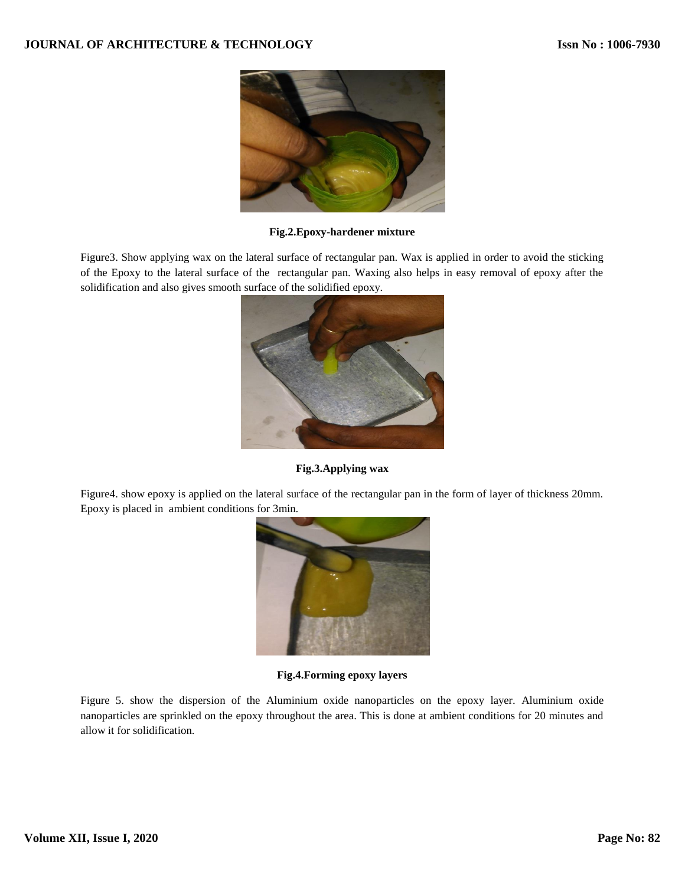**Fig.2.Epoxy-hardener mixture**

Figure3. Show applying wax on the lateral surface of rectangular pan. Wax is applied in order to avoid the sticking of the Epoxy to the lateral surface of the rectangular pan. Waxing also helps in easy removal of epoxy after the solidification and also gives smooth surface of the solidified epoxy.

**Fig.3.Applying wax**

Figure4. show epoxy is applied on the lateral surface of the rectangular pan in the form of layer of thickness 20mm. Epoxy is placed in ambient conditions for 3min.

**Fig.4.Forming epoxy layers**

Figure 5. show the dispersion of the Aluminium oxide nanoparticles on the epoxy layer. Aluminium oxide nanoparticles are sprinkled on the epoxy throughout the area. This is done at ambient conditions for 20 minutes and allow it for solidification.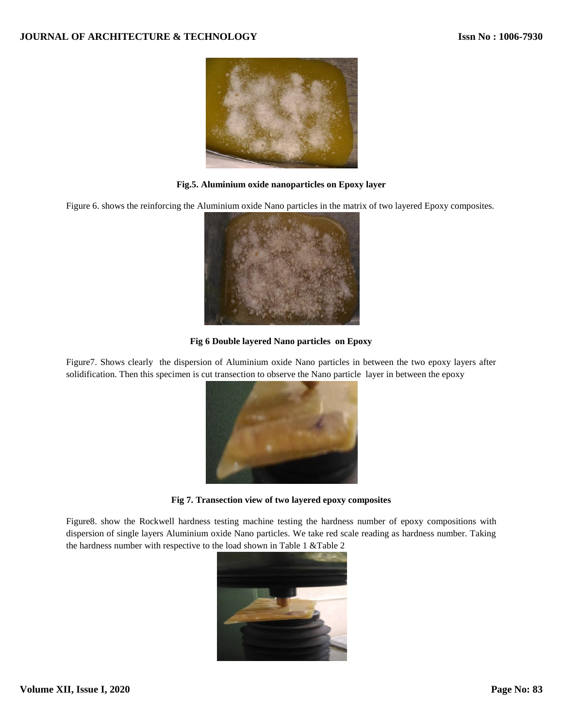**Fig.5. Aluminium oxide nanoparticles on Epoxy layer**

Figure 6. shows the reinforcing the Aluminium oxide Nano particles in the matrix of two layered Epoxy composites.

**Fig 6 Double layered Nano particles on Epoxy**

Figure7. Shows clearly the dispersion of Aluminium oxide Nano particles in between the two epoxy layers after solidification. Then this specimen is cut transection to observe the Nano particle layer in between the epoxy

**Fig 7. Transection view of two layered epoxy composites**

Figure8. show the Rockwell hardness testing machine testing the hardness number of epoxy compositions with dispersion of single layers Aluminium oxide Nano particles. We take red scale reading as hardness number. Taking the hardness number with respective to the load shown in Table 1 &Table 2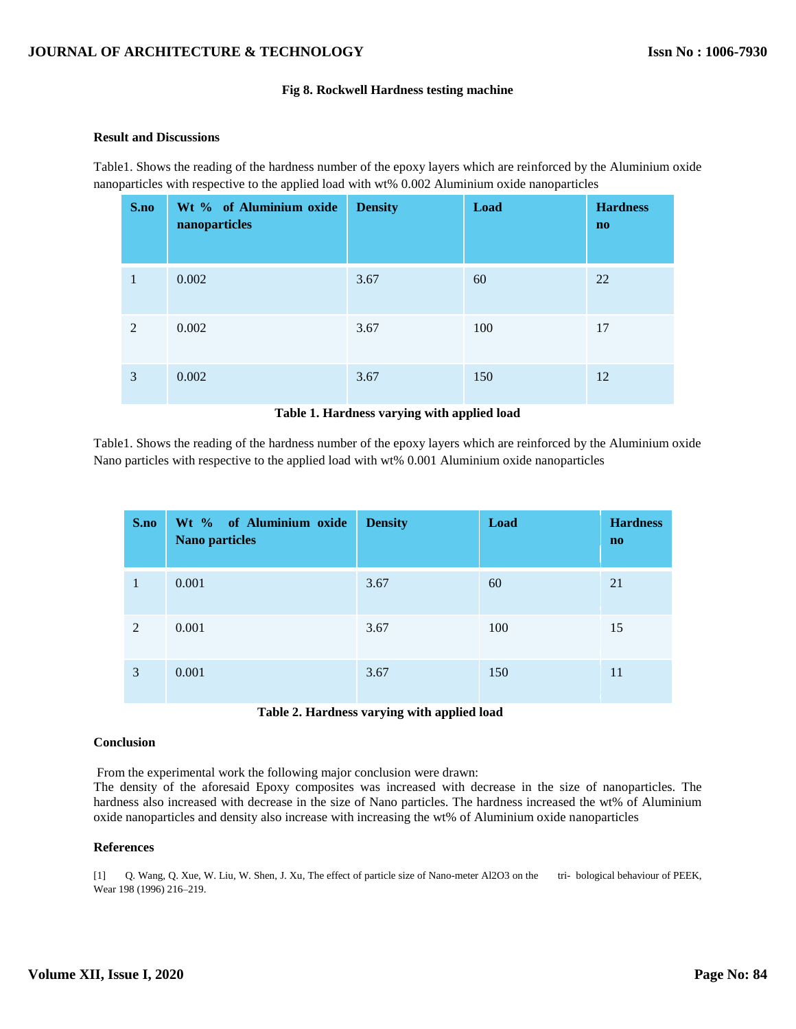**Fig 8. Rockwell Hardness testing machine**

**Result and Discussions**

Table1. Shows the reading of the hardness number of the epoxy layers which are reinforced by the Aluminium oxide nanoparticles with respective to the applied load with wt% 0.002 Aluminium oxide nanoparticles

| S.no | Wt % of Aluminium oxide nanoparticles | Density | Load | Hardness no |
|---|---|---|---|---|
| 1 | 0.002 | 3.67 | 60 | 22 |
| 2 | 0.002 | 3.67 | 100 | 17 |
| 3 | 0.002 | 3.67 | 150 | 12 |

**Table 1. Hardness varying with applied load**

Table1. Shows the reading of the hardness number of the epoxy layers which are reinforced by the Aluminium oxide Nano particles with respective to the applied load with wt% 0.001 Aluminium oxide nanoparticles

| S.no | Wt % of Aluminium oxide Nano particles | Density | Load | Hardness no |
|---|---|---|---|---|
| 1 | 0.001 | 3.67 | 60 | 21 |
| 2 | 0.001 | 3.67 | 100 | 15 |
| 3 | 0.001 | 3.67 | 150 | 11 |

**Table 2. Hardness varying with applied load**

**Conclusion**

From the experimental work the following major conclusion were drawn:
The density of the aforesaid Epoxy composites was increased with decrease in the size of nanoparticles. The hardness also increased with decrease in the size of Nano particles. The hardness increased the wt% of Aluminium oxide nanoparticles and density also increase with increasing the wt% of Aluminium oxide nanoparticles

**References**

[1] Q. Wang, Q. Xue, W. Liu, W. Shen, J. Xu, The effect of particle size of Nano-meter Al2O3 on the tri- bological behaviour of PEEK, Wear 198 (1996) 216–219.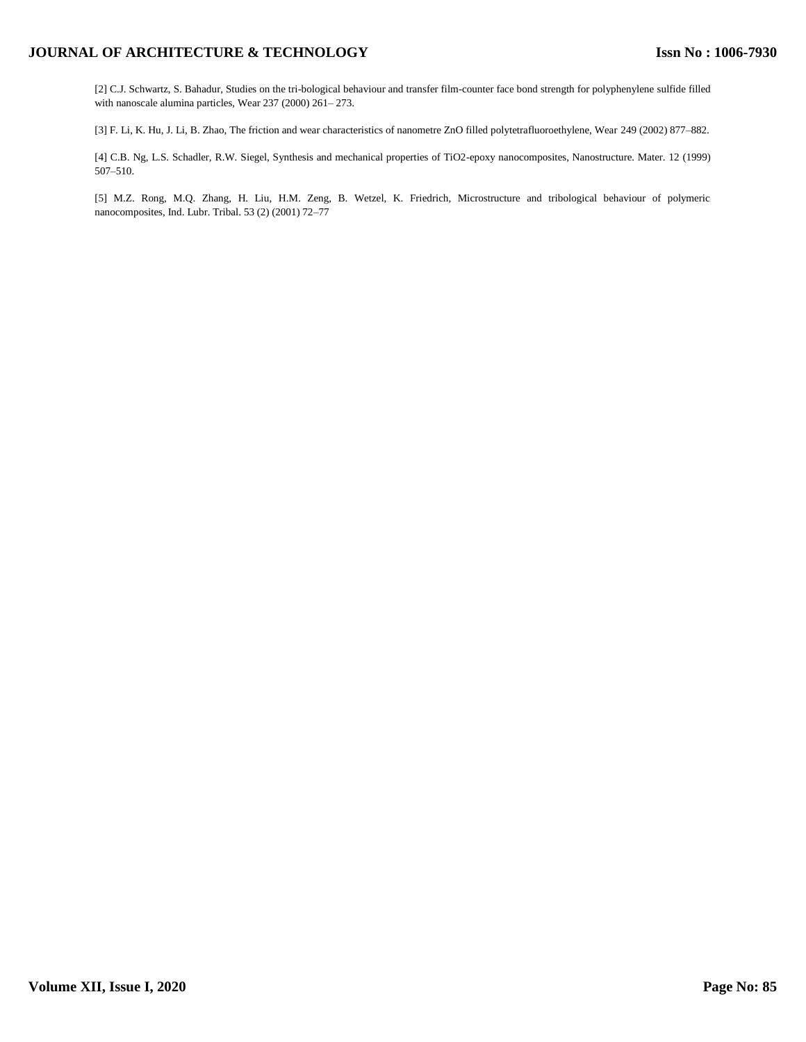[2] C.J. Schwartz, S. Bahadur, Studies on the tri-bological behaviour and transfer film-counter face bond strength for polyphenylene sulfide filled with nanoscale alumina particles, Wear 237 (2000) 261– 273.

[3] F. Li, K. Hu, J. Li, B. Zhao, The friction and wear characteristics of nanometre ZnO filled polytetrafluoroethylene, Wear 249 (2002) 877–882.

[4] C.B. Ng, L.S. Schadler, R.W. Siegel, Synthesis and mechanical properties of TiO2-epoxy nanocomposites, Nanostructure. Mater. 12 (1999) 507–510.

[5] M.Z. Rong, M.Q. Zhang, H. Liu, H.M. Zeng, B. Wetzel, K. Friedrich, Microstructure and tribological behaviour of polymeric nanocomposites, Ind. Lubr. Tribal. 53 (2) (2001) 72–77